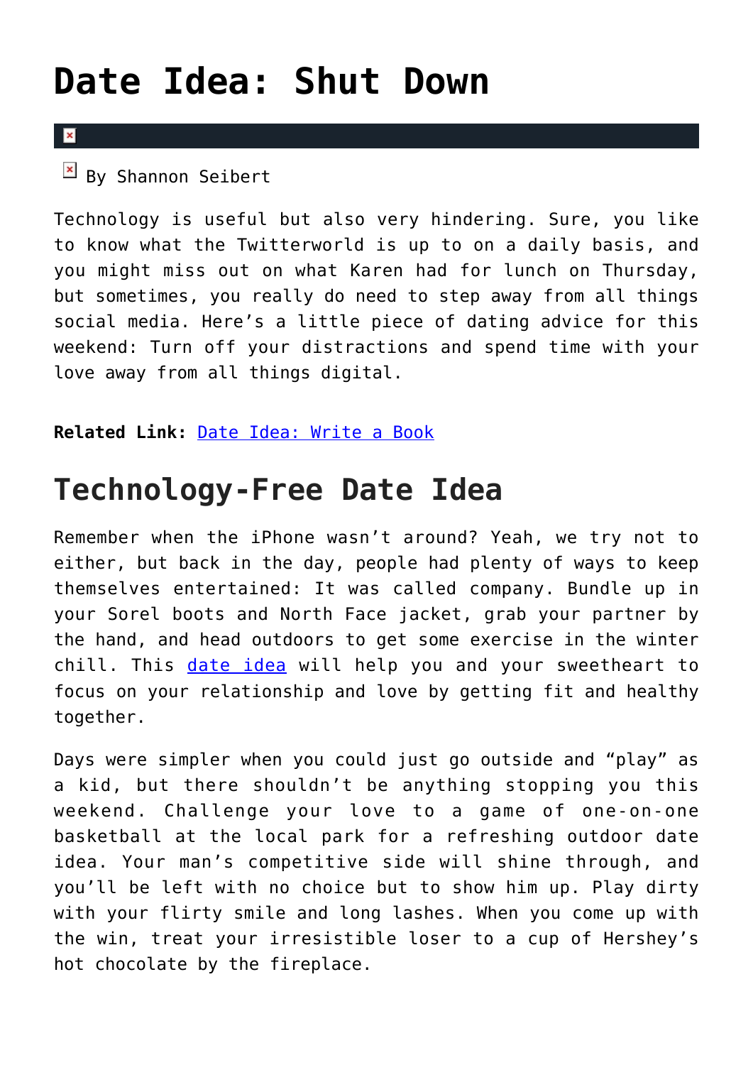# Date Idea: Shut Down

By Shannon Seibert

Technology is useful but also very hindering. Sure, you like to know what the Twitterworld is up to on a daily basis, and you might miss out on what Karen had for lunch on Thursday, but sometimes, you really do need to step away from all things social media. Here's a little piece of dating advice for this weekend: Turn off your distractions and spend time with your love away from all things digital.

**Related Link:** [Date Idea: Write a Book]()

## Technology-Free Date Idea

Remember when the iPhone wasn't around? Yeah, we try not to either, but back in the day, people had plenty of ways to keep themselves entertained: It was called company. Bundle up in your Sorel boots and North Face jacket, grab your partner by the hand, and head outdoors to get some exercise in the winter chill. This [date idea]() will help you and your sweetheart to focus on your relationship and love by getting fit and healthy together.

Days were simpler when you could just go outside and "play" as a kid, but there shouldn't be anything stopping you this weekend. Challenge your love to a game of one-on-one basketball at the local park for a refreshing outdoor date idea. Your man's competitive side will shine through, and you'll be left with no choice but to show him up. Play dirty with your flirty smile and long lashes. When you come up with the win, treat your irresistible loser to a cup of Hershey's hot chocolate by the fireplace.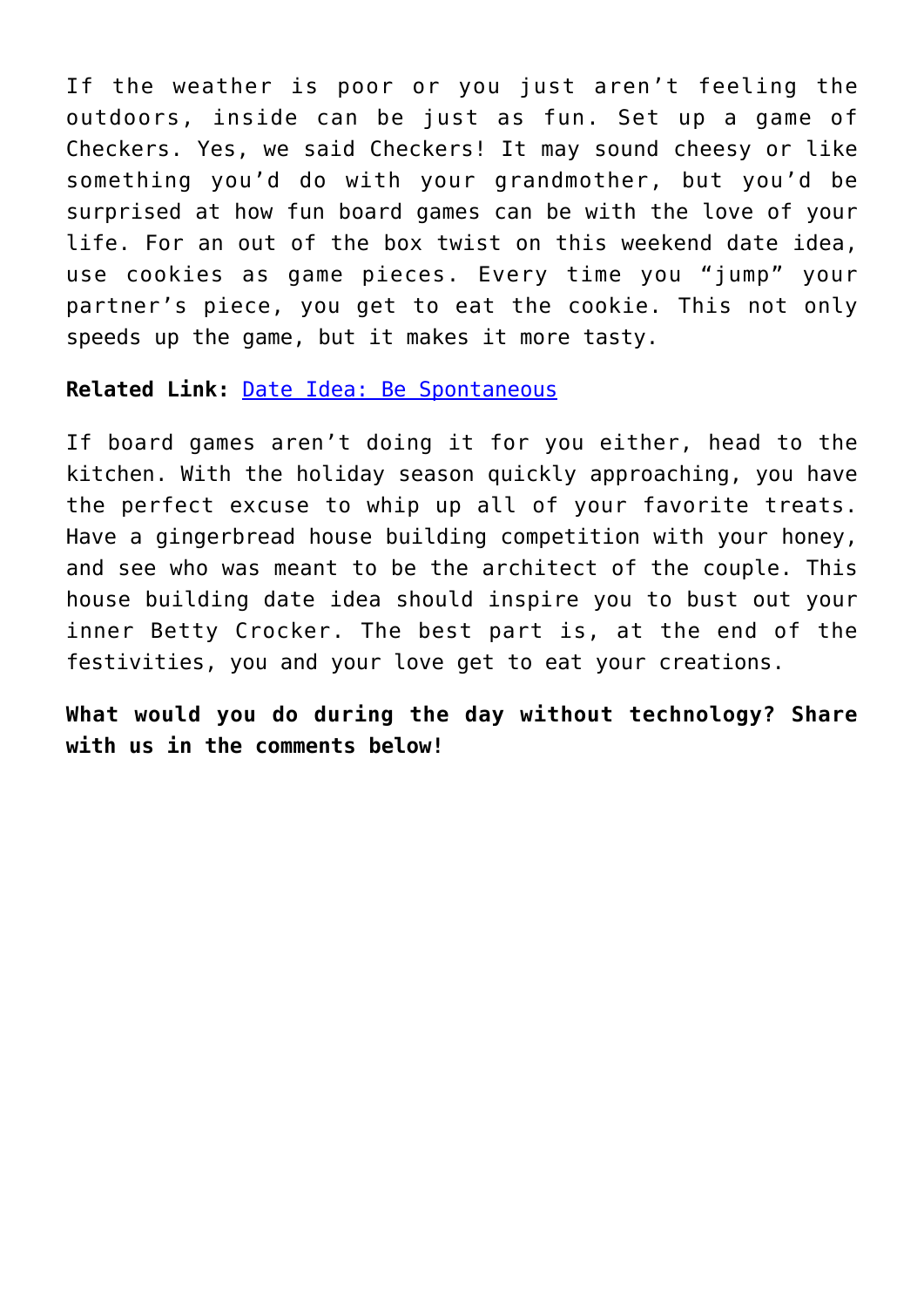If the weather is poor or you just aren't feeling the outdoors, inside can be just as fun. Set up a game of Checkers. Yes, we said Checkers! It may sound cheesy or like something you'd do with your grandmother, but you'd be surprised at how fun board games can be with the love of your life. For an out of the box twist on this weekend date idea, use cookies as game pieces. Every time you "jump" your partner's piece, you get to eat the cookie. This not only speeds up the game, but it makes it more tasty.

**Related Link:** Date Idea: Be Spontaneous

If board games aren't doing it for you either, head to the kitchen. With the holiday season quickly approaching, you have the perfect excuse to whip up all of your favorite treats. Have a gingerbread house building competition with your honey, and see who was meant to be the architect of the couple. This house building date idea should inspire you to bust out your inner Betty Crocker. The best part is, at the end of the festivities, you and your love get to eat your creations.

**What would you do during the day without technology? Share with us in the comments below!**